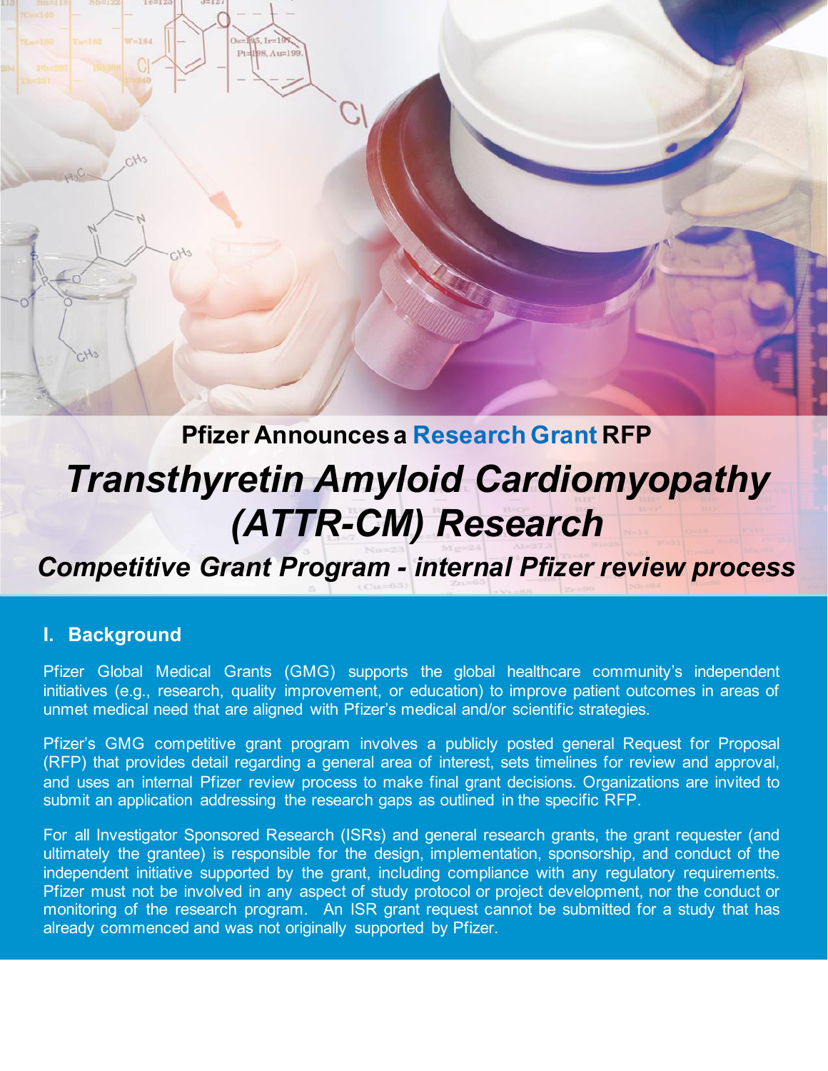Pfizer Announces a Research Grant RFP

# *Transthyretin Amyloid Cardiomyopathy (ATTR-CM) Research*

## *Competitive Grant Program - internal Pfizer review process*

## I. Background

Pfizer Global Medical Grants (GMG) supports the global healthcare community's independent initiatives (e.g., research, quality improvement, or education) to improve patient outcomes in areas of unmet medical need that are aligned with Pfizer's medical and/or scientific strategies.

Pfizer's GMG competitive grant program involves a publicly posted general Request for Proposal (RFP) that provides detail regarding a general area of interest, sets timelines for review and approval, and uses an internal Pfizer review process to make final grant decisions. Organizations are invited to submit an application addressing the research gaps as outlined in the specific RFP.

For all Investigator Sponsored Research (ISRs) and general research grants, the grant requester (and ultimately the grantee) is responsible for the design, implementation, sponsorship, and conduct of the independent initiative supported by the grant, including compliance with any regulatory requirements. Pfizer must not be involved in any aspect of study protocol or project development, nor the conduct or monitoring of the research program. An ISR grant request cannot be submitted for a study that has already commenced and was not originally supported by Pfizer.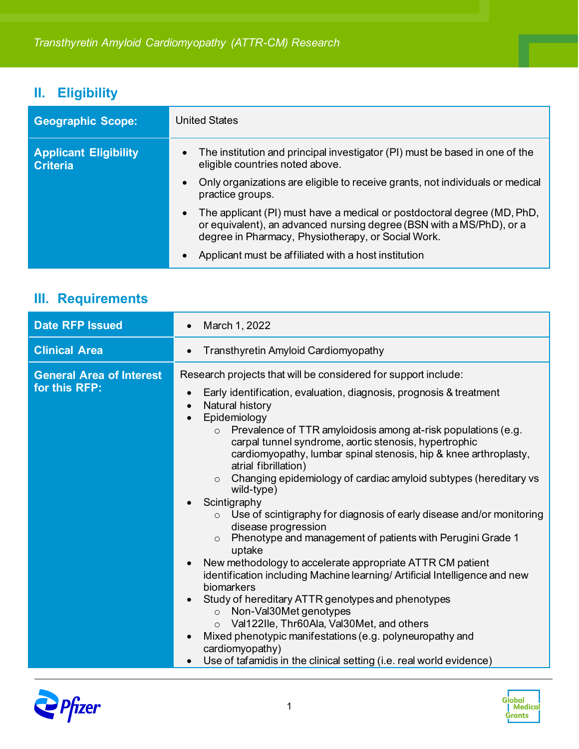## II. Eligibility

| | |
|---|---|
| **Geographic Scope:** | United States |
| **Applicant Eligibility Criteria** | • The institution and principal investigator (PI) must be based in one of the eligible countries noted above.<br>• Only organizations are eligible to receive grants, not individuals or medical practice groups.<br>• The applicant (PI) must have a medical or postdoctoral degree (MD, PhD, or equivalent), an advanced nursing degree (BSN with a MS/PhD), or a degree in Pharmacy, Physiotherapy, or Social Work.<br>• Applicant must be affiliated with a host institution |

## III. Requirements

| | |
|---|---|
| **Date RFP Issued** | • March 1, 2022 |
| **Clinical Area** | • Transthyretin Amyloid Cardiomyopathy |
| **General Area of Interest for this RFP:** | Research projects that will be considered for support include:<br>• Early identification, evaluation, diagnosis, prognosis & treatment<br>• Natural history<br>• Epidemiology<br>&nbsp;&nbsp;&nbsp;&nbsp;○ Prevalence of TTR amyloidosis among at-risk populations (e.g. carpal tunnel syndrome, aortic stenosis, hypertrophic cardiomyopathy, lumbar spinal stenosis, hip & knee arthroplasty, atrial fibrillation)<br>&nbsp;&nbsp;&nbsp;&nbsp;○ Changing epidemiology of cardiac amyloid subtypes (hereditary vs wild-type)<br>• Scintigraphy<br>&nbsp;&nbsp;&nbsp;&nbsp;○ Use of scintigraphy for diagnosis of early disease and/or monitoring disease progression<br>&nbsp;&nbsp;&nbsp;&nbsp;○ Phenotype and management of patients with Perugini Grade 1 uptake<br>• New methodology to accelerate appropriate ATTR CM patient identification including Machine learning/ Artificial Intelligence and new biomarkers<br>• Study of hereditary ATTR genotypes and phenotypes<br>&nbsp;&nbsp;&nbsp;&nbsp;○ Non-Val30Met genotypes<br>&nbsp;&nbsp;&nbsp;&nbsp;○ Val122Ile, Thr60Ala, Val30Met, and others<br>• Mixed phenotypic manifestations (e.g. polyneuropathy and cardiomyopathy)<br>• Use of tafamidis in the clinical setting (i.e. real world evidence) |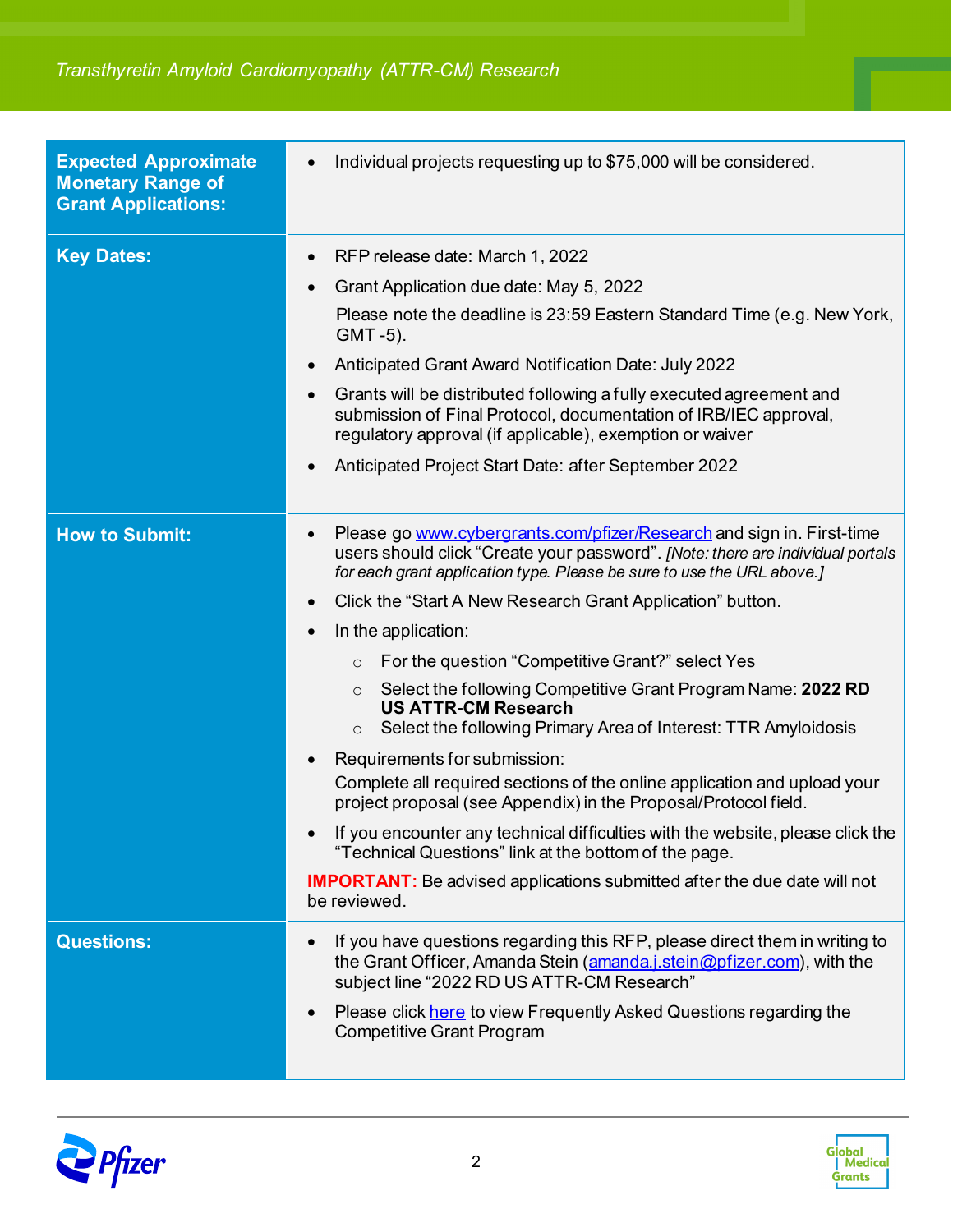| | |
|---|---|
| **Expected Approximate Monetary Range of Grant Applications:** | • Individual projects requesting up to $75,000 will be considered. |
| **Key Dates:** | • RFP release date: March 1, 2022<br>• Grant Application due date: May 5, 2022<br>Please note the deadline is 23:59 Eastern Standard Time (e.g. New York, GMT -5).<br>• Anticipated Grant Award Notification Date: July 2022<br>• Grants will be distributed following a fully executed agreement and submission of Final Protocol, documentation of IRB/IEC approval, regulatory approval (if applicable), exemption or waiver<br>• Anticipated Project Start Date: after September 2022 |
| **How to Submit:** | • Please go [www.cybergrants.com/pfizer/Research](www.cybergrants.com/pfizer/Research) and sign in. First-time users should click "Create your password". *[Note: there are individual portals for each grant application type. Please be sure to use the URL above.]*<br>• Click the "Start A New Research Grant Application" button.<br>• In the application:<br>  ○ For the question "Competitive Grant?" select Yes<br>  ○ Select the following Competitive Grant Program Name: **2022 RD US ATTR-CM Research**<br>  ○ Select the following Primary Area of Interest: TTR Amyloidosis<br>• Requirements for submission:<br>Complete all required sections of the online application and upload your project proposal (see Appendix) in the Proposal/Protocol field.<br>• If you encounter any technical difficulties with the website, please click the "Technical Questions" link at the bottom of the page.<br>**IMPORTANT:** Be advised applications submitted after the due date will not be reviewed. |
| **Questions:** | • If you have questions regarding this RFP, please direct them in writing to the Grant Officer, Amanda Stein ([amanda.j.stein@pfizer.com](mailto:amanda.j.stein@pfizer.com)), with the subject line "2022 RD US ATTR-CM Research"<br>• Please click here to view Frequently Asked Questions regarding the Competitive Grant Program |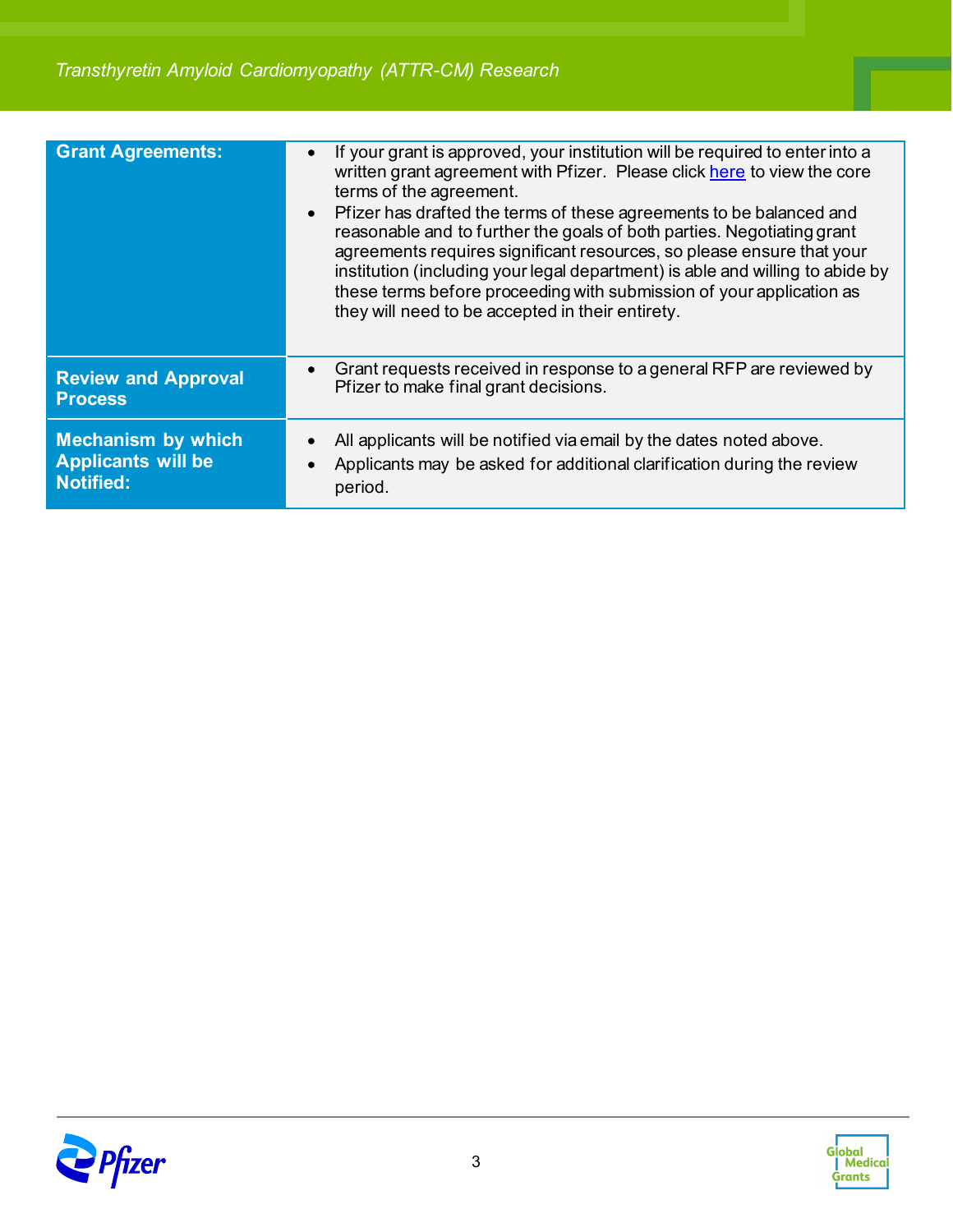| | |
|---|---|
| **Grant Agreements:** | • If your grant is approved, your institution will be required to enter into a written grant agreement with Pfizer. Please click here to view the core terms of the agreement.<br>• Pfizer has drafted the terms of these agreements to be balanced and reasonable and to further the goals of both parties. Negotiating grant agreements requires significant resources, so please ensure that your institution (including your legal department) is able and willing to abide by these terms before proceeding with submission of your application as they will need to be accepted in their entirety. |
| **Review and Approval Process** | • Grant requests received in response to a general RFP are reviewed by Pfizer to make final grant decisions. |
| **Mechanism by which Applicants will be Notified:** | • All applicants will be notified via email by the dates noted above.<br>• Applicants may be asked for additional clarification during the review period. |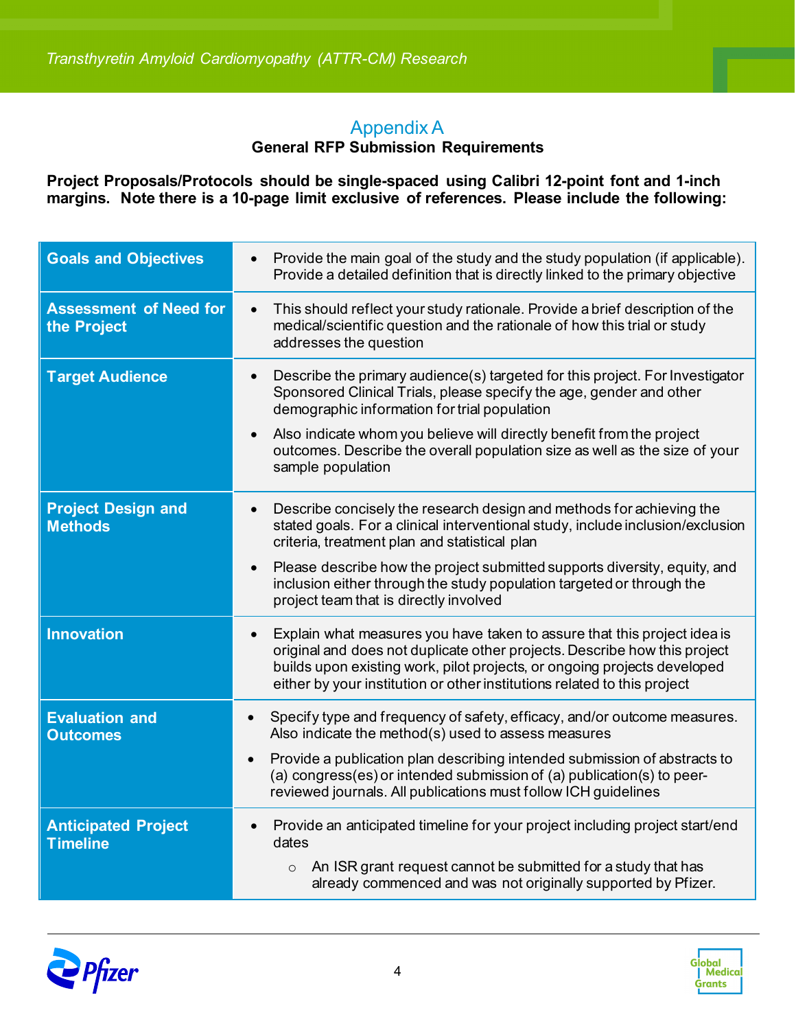# Appendix A

**General RFP Submission Requirements**

**Project Proposals/Protocols should be single-spaced using Calibri 12-point font and 1-inch margins. Note there is a 10-page limit exclusive of references. Please include the following:**

| | |
|---|---|
| **Goals and Objectives** | • Provide the main goal of the study and the study population (if applicable). Provide a detailed definition that is directly linked to the primary objective |
| **Assessment of Need for the Project** | • This should reflect your study rationale. Provide a brief description of the medical/scientific question and the rationale of how this trial or study addresses the question |
| **Target Audience** | • Describe the primary audience(s) targeted for this project. For Investigator Sponsored Clinical Trials, please specify the age, gender and other demographic information for trial population<br>• Also indicate whom you believe will directly benefit from the project outcomes. Describe the overall population size as well as the size of your sample population |
| **Project Design and Methods** | • Describe concisely the research design and methods for achieving the stated goals. For a clinical interventional study, include inclusion/exclusion criteria, treatment plan and statistical plan<br>• Please describe how the project submitted supports diversity, equity, and inclusion either through the study population targeted or through the project team that is directly involved |
| **Innovation** | • Explain what measures you have taken to assure that this project idea is original and does not duplicate other projects. Describe how this project builds upon existing work, pilot projects, or ongoing projects developed either by your institution or other institutions related to this project |
| **Evaluation and Outcomes** | • Specify type and frequency of safety, efficacy, and/or outcome measures. Also indicate the method(s) used to assess measures<br>• Provide a publication plan describing intended submission of abstracts to (a) congress(es) or intended submission of (a) publication(s) to peer-reviewed journals. All publications must follow ICH guidelines |
| **Anticipated Project Timeline** | • Provide an anticipated timeline for your project including project start/end dates<br>  ○ An ISR grant request cannot be submitted for a study that has already commenced and was not originally supported by Pfizer. |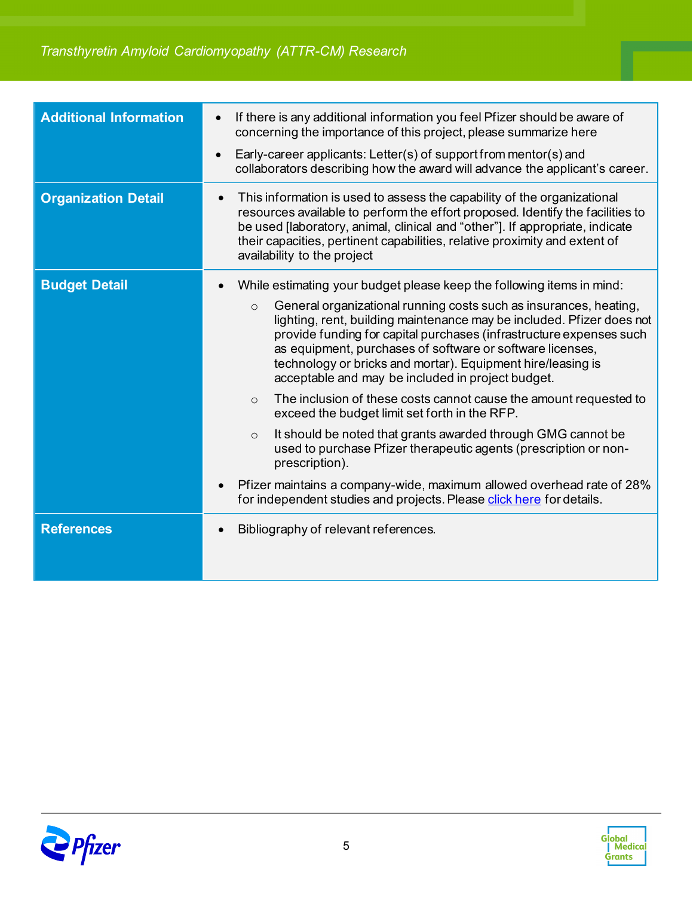| | |
|---|---|
| **Additional Information** | • If there is any additional information you feel Pfizer should be aware of concerning the importance of this project, please summarize here<br>• Early-career applicants: Letter(s) of support from mentor(s) and collaborators describing how the award will advance the applicant's career. |
| **Organization Detail** | • This information is used to assess the capability of the organizational resources available to perform the effort proposed. Identify the facilities to be used [laboratory, animal, clinical and "other"]. If appropriate, indicate their capacities, pertinent capabilities, relative proximity and extent of availability to the project |
| **Budget Detail** | • While estimating your budget please keep the following items in mind:<br>  ○ General organizational running costs such as insurances, heating, lighting, rent, building maintenance may be included. Pfizer does not provide funding for capital purchases (infrastructure expenses such as equipment, purchases of software or software licenses, technology or bricks and mortar). Equipment hire/leasing is acceptable and may be included in project budget.<br>  ○ The inclusion of these costs cannot cause the amount requested to exceed the budget limit set forth in the RFP.<br>  ○ It should be noted that grants awarded through GMG cannot be used to purchase Pfizer therapeutic agents (prescription or non-prescription).<br>• Pfizer maintains a company-wide, maximum allowed overhead rate of 28% for independent studies and projects. Please click here for details. |
| **References** | • Bibliography of relevant references. |